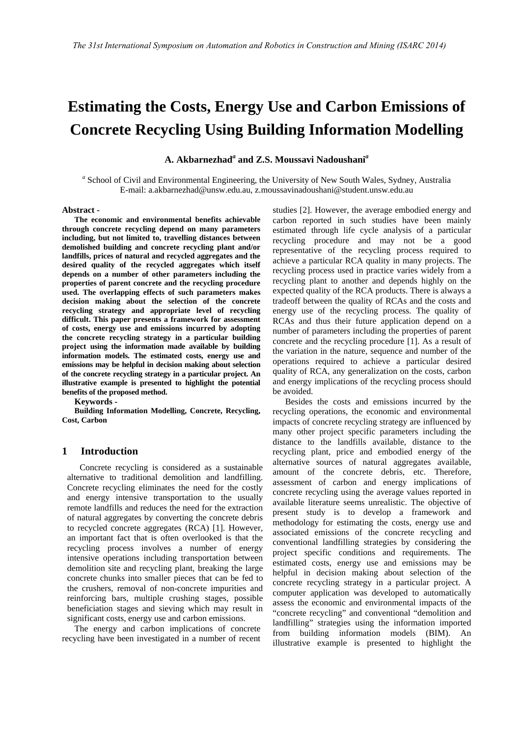# Estimating the Costs, Energy Use and Carbon Emissions of Concrete Recycling Using Building Information Modelling

**A. Akbarnezhad[a] and Z.S. Moussavi Nadoushani[a]**

[a] School of Civil and Environmental Engineering, the University of New South Wales, Sydney, Australia
E-mail: a.akbarnezhad@unsw.edu.au, z.moussavinadoushani@student.unsw.edu.au

**Abstract -**

**The economic and environmental benefits achievable through concrete recycling depend on many parameters including, but not limited to, travelling distances between demolished building and concrete recycling plant and/or landfills, prices of natural and recycled aggregates and the desired quality of the recycled aggregates which itself depends on a number of other parameters including the properties of parent concrete and the recycling procedure used. The overlapping effects of such parameters makes decision making about the selection of the concrete recycling strategy and appropriate level of recycling difficult. This paper presents a framework for assessment of costs, energy use and emissions incurred by adopting the concrete recycling strategy in a particular building project using the information made available by building information models. The estimated costs, energy use and emissions may be helpful in decision making about selection of the concrete recycling strategy in a particular project. An illustrative example is presented to highlight the potential benefits of the proposed method.**

**Keywords -**

**Building Information Modelling, Concrete, Recycling, Cost, Carbon**

## 1 Introduction

Concrete recycling is considered as a sustainable alternative to traditional demolition and landfilling. Concrete recycling eliminates the need for the costly and energy intensive transportation to the usually remote landfills and reduces the need for the extraction of natural aggregates by converting the concrete debris to recycled concrete aggregates (RCA) [1]. However, an important fact that is often overlooked is that the recycling process involves a number of energy intensive operations including transportation between demolition site and recycling plant, breaking the large concrete chunks into smaller pieces that can be fed to the crushers, removal of non-concrete impurities and reinforcing bars, multiple crushing stages, possible beneficiation stages and sieving which may result in significant costs, energy use and carbon emissions.

The energy and carbon implications of concrete recycling have been investigated in a number of recent studies [2]. However, the average embodied energy and carbon reported in such studies have been mainly estimated through life cycle analysis of a particular recycling procedure and may not be a good representative of the recycling process required to achieve a particular RCA quality in many projects. The recycling process used in practice varies widely from a recycling plant to another and depends highly on the expected quality of the RCA products. There is always a tradeoff between the quality of RCAs and the costs and energy use of the recycling process. The quality of RCAs and thus their future application depend on a number of parameters including the properties of parent concrete and the recycling procedure [1]. As a result of the variation in the nature, sequence and number of the operations required to achieve a particular desired quality of RCA, any generalization on the costs, carbon and energy implications of the recycling process should be avoided.

Besides the costs and emissions incurred by the recycling operations, the economic and environmental impacts of concrete recycling strategy are influenced by many other project specific parameters including the distance to the landfills available, distance to the recycling plant, price and embodied energy of the alternative sources of natural aggregates available, amount of the concrete debris, etc. Therefore, assessment of carbon and energy implications of concrete recycling using the average values reported in available literature seems unrealistic. The objective of present study is to develop a framework and methodology for estimating the costs, energy use and associated emissions of the concrete recycling and conventional landfilling strategies by considering the project specific conditions and requirements. The estimated costs, energy use and emissions may be helpful in decision making about selection of the concrete recycling strategy in a particular project. A computer application was developed to automatically assess the economic and environmental impacts of the "concrete recycling" and conventional "demolition and landfilling" strategies using the information imported from building information models (BIM). An illustrative example is presented to highlight the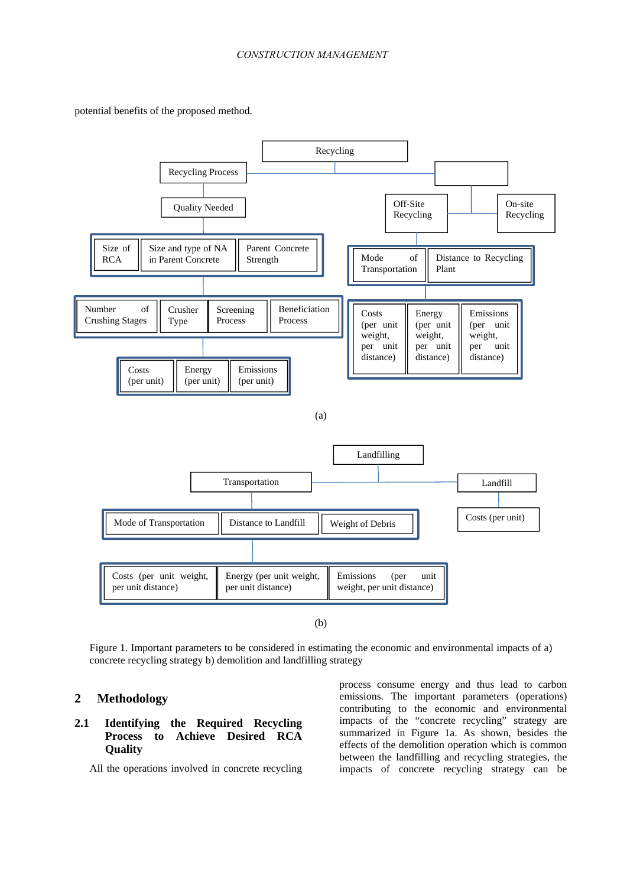potential benefits of the proposed method.

Recycling

Recycling Process

Quality Needed

Size of RCA | Size and type of NA in Parent Concrete | Parent Concrete Strength

Number of Crushing Stages | Crusher Type | Screening Process | Beneficiation Process

Costs (per unit) | Energy (per unit) | Emissions (per unit)

Off-Site Recycling | On-site Recycling

Mode of Transportation | Distance to Recycling Plant

Costs (per unit weight, per unit distance) | Energy (per unit weight, per unit distance) | Emissions (per unit weight, per unit distance)

(a)

Landfilling

Transportation

Landfill

Mode of Transportation | Distance to Landfill | Weight of Debris

Costs (per unit)

Costs (per unit weight, per unit distance) | Energy (per unit weight, per unit distance) | Emissions (per unit weight, per unit distance)

(b)

Figure 1. Important parameters to be considered in estimating the economic and environmental impacts of a) concrete recycling strategy b) demolition and landfilling strategy

## 2 Methodology

### 2.1 Identifying the Required Recycling Process to Achieve Desired RCA Quality

All the operations involved in concrete recycling process consume energy and thus lead to carbon emissions. The important parameters (operations) contributing to the economic and environmental impacts of the "concrete recycling" strategy are summarized in Figure 1a. As shown, besides the effects of the demolition operation which is common between the landfilling and recycling strategies, the impacts of concrete recycling strategy can be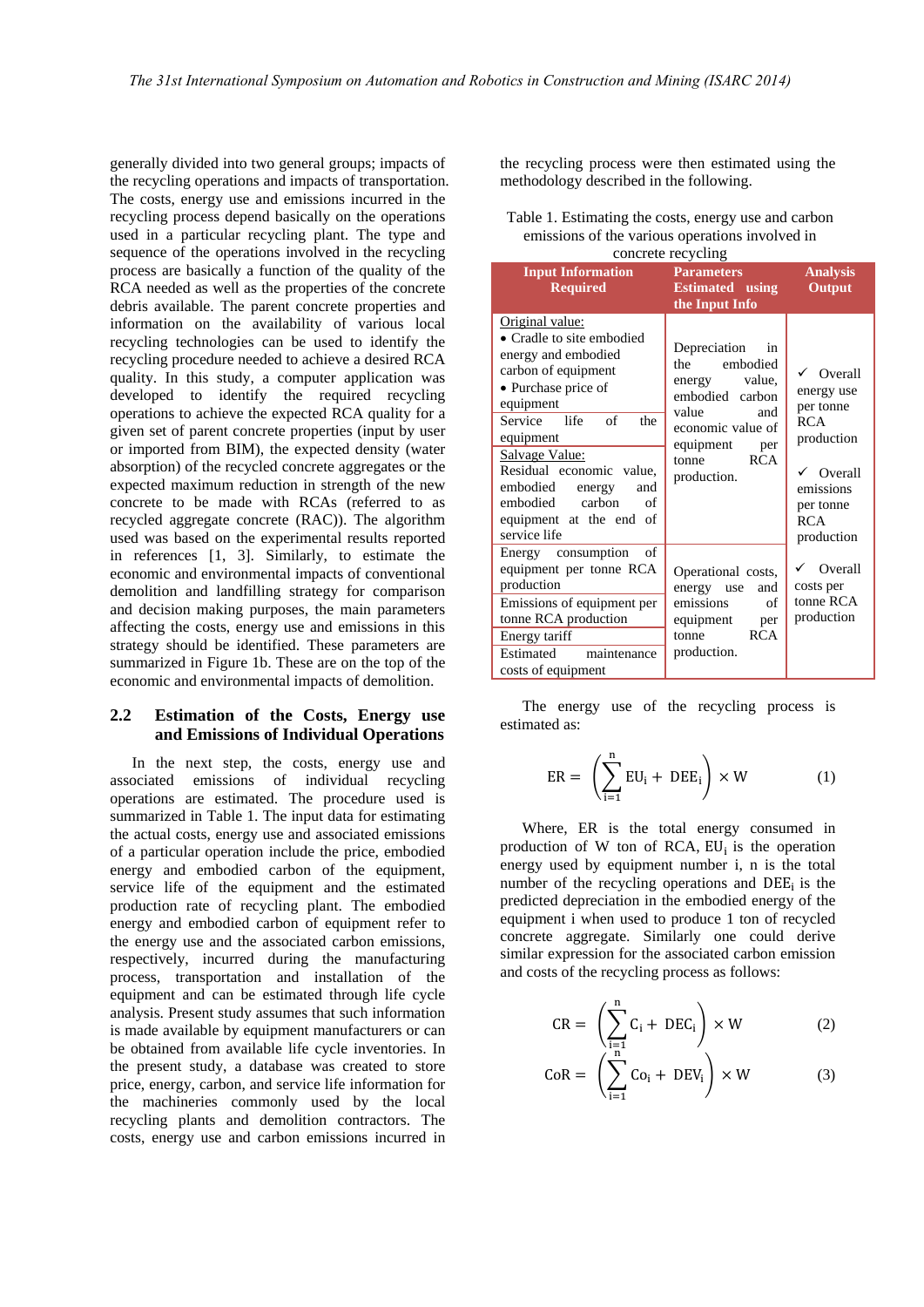generally divided into two general groups; impacts of the recycling operations and impacts of transportation. The costs, energy use and emissions incurred in the recycling process depend basically on the operations used in a particular recycling plant. The type and sequence of the operations involved in the recycling process are basically a function of the quality of the RCA needed as well as the properties of the concrete debris available. The parent concrete properties and information on the availability of various local recycling technologies can be used to identify the recycling procedure needed to achieve a desired RCA quality. In this study, a computer application was developed to identify the required recycling operations to achieve the expected RCA quality for a given set of parent concrete properties (input by user or imported from BIM), the expected density (water absorption) of the recycled concrete aggregates or the expected maximum reduction in strength of the new concrete to be made with RCAs (referred to as recycled aggregate concrete (RAC)). The algorithm used was based on the experimental results reported in references [1, 3]. Similarly, to estimate the economic and environmental impacts of conventional demolition and landfilling strategy for comparison and decision making purposes, the main parameters affecting the costs, energy use and emissions in this strategy should be identified. These parameters are summarized in Figure 1b. These are on the top of the economic and environmental impacts of demolition.

## 2.2 Estimation of the Costs, Energy use and Emissions of Individual Operations

In the next step, the costs, energy use and associated emissions of individual recycling operations are estimated. The procedure used is summarized in Table 1. The input data for estimating the actual costs, energy use and associated emissions of a particular operation include the price, embodied energy and embodied carbon of the equipment, service life of the equipment and the estimated production rate of recycling plant. The embodied energy and embodied carbon of equipment refer to the energy use and the associated carbon emissions, respectively, incurred during the manufacturing process, transportation and installation of the equipment and can be estimated through life cycle analysis. Present study assumes that such information is made available by equipment manufacturers or can be obtained from available life cycle inventories. In the present study, a database was created to store price, energy, carbon, and service life information for the machineries commonly used by the local recycling plants and demolition contractors. The costs, energy use and carbon emissions incurred in the recycling process were then estimated using the methodology described in the following.

Table 1. Estimating the costs, energy use and carbon emissions of the various operations involved in concrete recycling

| Input Information Required | Parameters Estimated using the Input Info | Analysis Output |
|---|---|---|
| Original value:<br>• Cradle to site embodied energy and embodied carbon of equipment<br>• Purchase price of equipment | Depreciation in the embodied energy value, embodied carbon value and economic value of equipment per tonne RCA production. | ✓ Overall energy use per tonne RCA production<br><br>✓ Overall emissions per tonne RCA production<br><br>✓ Overall costs per tonne RCA production |
| Service life of the equipment | | |
| Salvage Value:<br>Residual economic value, embodied energy and embodied carbon of equipment at the end of service life | | |
| Energy consumption of equipment per tonne RCA production | Operational costs, energy use and emissions of equipment per tonne RCA production. | |
| Emissions of equipment per tonne RCA production | | |
| Energy tariff | | |
| Estimated maintenance costs of equipment | | |

The energy use of the recycling process is estimated as:

$$ER = \left(\sum_{i=1}^{n} EU_i + DEE_i\right) \times W \tag{1}$$

Where, ER is the total energy consumed in production of W ton of RCA, $EU_i$ is the operation energy used by equipment number i, n is the total number of the recycling operations and $DEE_i$ is the predicted depreciation in the embodied energy of the equipment i when used to produce 1 ton of recycled concrete aggregate. Similarly one could derive similar expression for the associated carbon emission and costs of the recycling process as follows:

$$CR = \left(\sum_{i=1}^{n} C_i + DEC_i\right) \times W \tag{2}$$

$$CoR = \left(\sum_{i=1}^{n} Co_i + DEV_i\right) \times W \tag{3}$$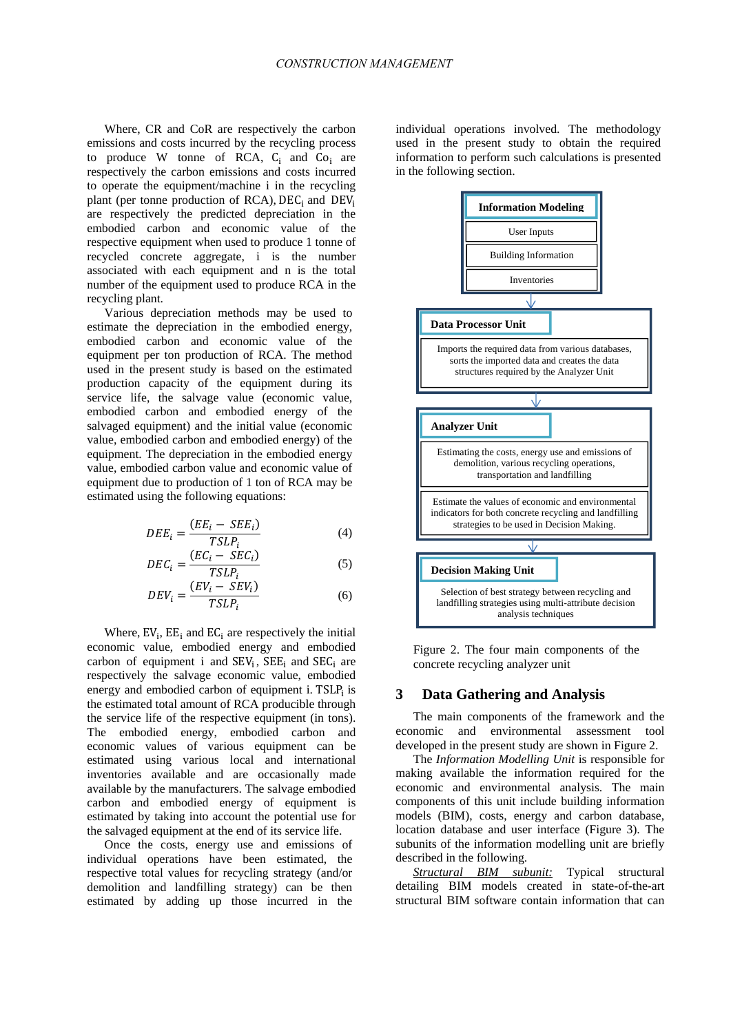Where, CR and CoR are respectively the carbon emissions and costs incurred by the recycling process to produce W tonne of RCA, $C_i$ and $Co_i$ are respectively the carbon emissions and costs incurred to operate the equipment/machine i in the recycling plant (per tonne production of RCA), $DEC_i$ and $DEV_i$ are respectively the predicted depreciation in the embodied carbon and economic value of the respective equipment when used to produce 1 tonne of recycled concrete aggregate, i is the number associated with each equipment and n is the total number of the equipment used to produce RCA in the recycling plant.

Various depreciation methods may be used to estimate the depreciation in the embodied energy, embodied carbon and economic value of the equipment per ton production of RCA. The method used in the present study is based on the estimated production capacity of the equipment during its service life, the salvage value (economic value, embodied carbon and embodied energy of the salvaged equipment) and the initial value (economic value, embodied carbon and embodied energy) of the equipment. The depreciation in the embodied energy value, embodied carbon value and economic value of equipment due to production of 1 ton of RCA may be estimated using the following equations:

$$DEE_i = \frac{(EE_i - SEE_i)}{TSLP_i} \tag{4}$$

$$DEC_i = \frac{(EC_i - SEC_i)}{TSLP_i} \tag{5}$$

$$DEV_i = \frac{(EV_i - SEV_i)}{TSLP_i} \tag{6}$$

Where, $EV_i$, $EE_i$ and $EC_i$ are respectively the initial economic value, embodied energy and embodied carbon of equipment i and $SEV_i$, $SEE_i$ and $SEC_i$ are respectively the salvage economic value, embodied energy and embodied carbon of equipment i. $TSLP_i$ is the estimated total amount of RCA producible through the service life of the respective equipment (in tons). The embodied energy, embodied carbon and economic values of various equipment can be estimated using various local and international inventories available and are occasionally made available by the manufacturers. The salvage embodied carbon and embodied energy of equipment is estimated by taking into account the potential use for the salvaged equipment at the end of its service life.

Once the costs, energy use and emissions of individual operations have been estimated, the respective total values for recycling strategy (and/or demolition and landfilling strategy) can be then estimated by adding up those incurred in the individual operations involved. The methodology used in the present study to obtain the required information to perform such calculations is presented in the following section.

**Information Modeling**
- User Inputs
- Building Information
- Inventories

**Data Processor Unit**
Imports the required data from various databases, sorts the imported data and creates the data structures required by the Analyzer Unit

**Analyzer Unit**
Estimating the costs, energy use and emissions of demolition, various recycling operations, transportation and landfilling

Estimate the values of economic and environmental indicators for both concrete recycling and landfilling strategies to be used in Decision Making.

**Decision Making Unit**
Selection of best strategy between recycling and landfilling strategies using multi-attribute decision analysis techniques

Figure 2. The four main components of the concrete recycling analyzer unit

## 3 Data Gathering and Analysis

The main components of the framework and the economic and environmental assessment tool developed in the present study are shown in Figure 2.

The *Information Modelling Unit* is responsible for making available the information required for the economic and environmental analysis. The main components of this unit include building information models (BIM), costs, energy and carbon database, location database and user interface (Figure 3). The subunits of the information modelling unit are briefly described in the following.

*Structural BIM subunit:* Typical structural detailing BIM models created in state-of-the-art structural BIM software contain information that can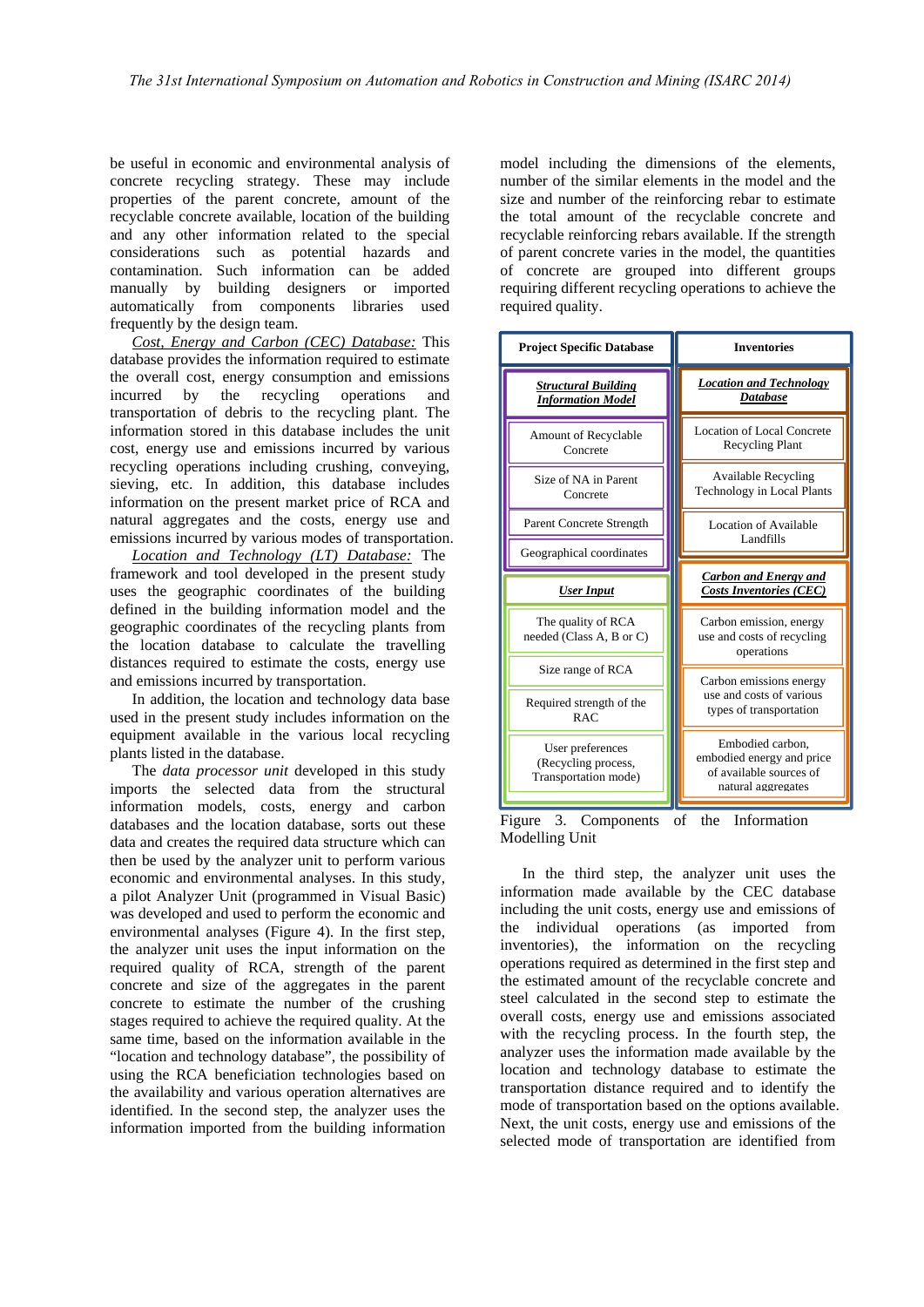be useful in economic and environmental analysis of concrete recycling strategy. These may include properties of the parent concrete, amount of the recyclable concrete available, location of the building and any other information related to the special considerations such as potential hazards and contamination. Such information can be added manually by building designers or imported automatically from components libraries used frequently by the design team.

Cost, Energy and Carbon (CEC) Database: This database provides the information required to estimate the overall cost, energy consumption and emissions incurred by the recycling operations and transportation of debris to the recycling plant. The information stored in this database includes the unit cost, energy use and emissions incurred by various recycling operations including crushing, conveying, sieving, etc. In addition, this database includes information on the present market price of RCA and natural aggregates and the costs, energy use and emissions incurred by various modes of transportation.

Location and Technology (LT) Database: The framework and tool developed in the present study uses the geographic coordinates of the building defined in the building information model and the geographic coordinates of the recycling plants from the location database to calculate the travelling distances required to estimate the costs, energy use and emissions incurred by transportation.

In addition, the location and technology data base used in the present study includes information on the equipment available in the various local recycling plants listed in the database.

The *data processor unit* developed in this study imports the selected data from the structural information models, costs, energy and carbon databases and the location database, sorts out these data and creates the required data structure which can then be used by the analyzer unit to perform various economic and environmental analyses. In this study, a pilot Analyzer Unit (programmed in Visual Basic) was developed and used to perform the economic and environmental analyses (Figure 4). In the first step, the analyzer unit uses the input information on the required quality of RCA, strength of the parent concrete and size of the aggregates in the parent concrete to estimate the number of the crushing stages required to achieve the required quality. At the same time, based on the information available in the "location and technology database", the possibility of using the RCA beneficiation technologies based on the availability and various operation alternatives are identified. In the second step, the analyzer uses the information imported from the building information model including the dimensions of the elements, number of the similar elements in the model and the size and number of the reinforcing rebar to estimate the total amount of the recyclable concrete and recyclable reinforcing rebars available. If the strength of parent concrete varies in the model, the quantities of concrete are grouped into different groups requiring different recycling operations to achieve the required quality.

| Project Specific Database | Inventories |
|---|---|
| **Structural Building Information Model** | **Location and Technology Database** |
| Amount of Recyclable Concrete | Location of Local Concrete Recycling Plant |
| Size of NA in Parent Concrete | Available Recycling Technology in Local Plants |
| Parent Concrete Strength | Location of Available Landfills |
| Geographical coordinates | |
| **User Input** | **Carbon and Energy and Costs Inventories (CEC)** |
| The quality of RCA needed (Class A, B or C) | Carbon emission, energy use and costs of recycling operations |
| Size range of RCA | Carbon emissions energy use and costs of various types of transportation |
| Required strength of the RAC | Embodied carbon, embodied energy and price of available sources of natural aggregates |
| User preferences (Recycling process, Transportation mode) | |

Figure 3. Components of the Information Modelling Unit

In the third step, the analyzer unit uses the information made available by the CEC database including the unit costs, energy use and emissions of the individual operations (as imported from inventories), the information on the recycling operations required as determined in the first step and the estimated amount of the recyclable concrete and steel calculated in the second step to estimate the overall costs, energy use and emissions associated with the recycling process. In the fourth step, the analyzer uses the information made available by the location and technology database to estimate the transportation distance required and to identify the mode of transportation based on the options available. Next, the unit costs, energy use and emissions of the selected mode of transportation are identified from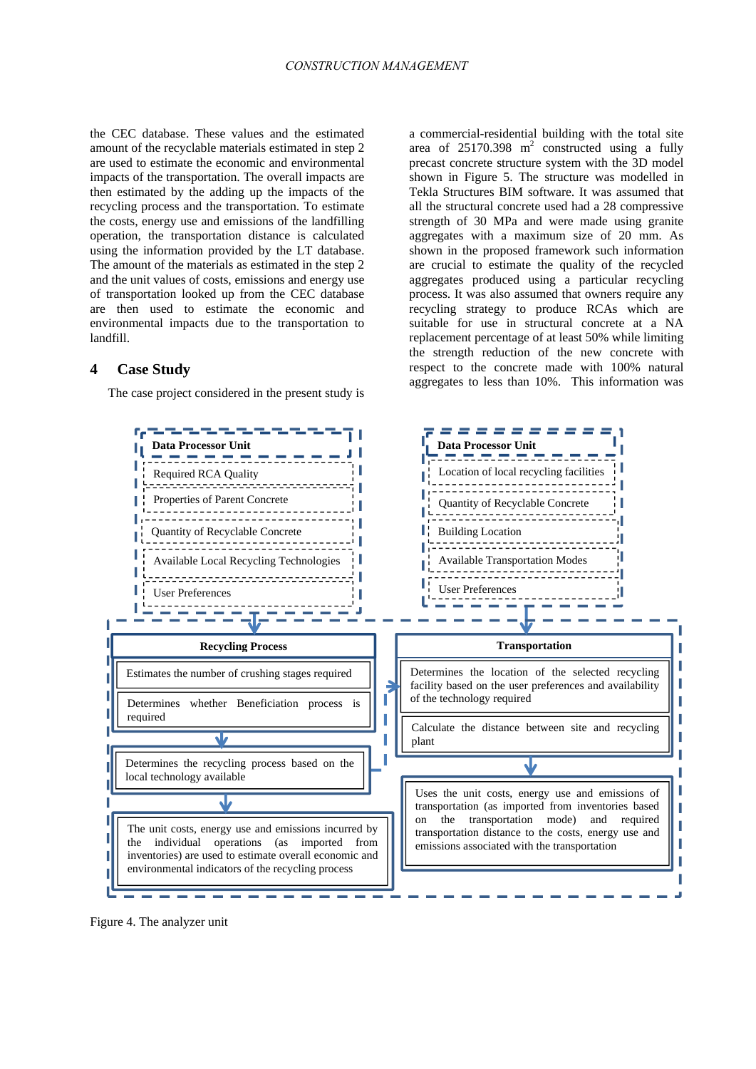the CEC database. These values and the estimated amount of the recyclable materials estimated in step 2 are used to estimate the economic and environmental impacts of the transportation. The overall impacts are then estimated by the adding up the impacts of the recycling process and the transportation. To estimate the costs, energy use and emissions of the landfilling operation, the transportation distance is calculated using the information provided by the LT database. The amount of the materials as estimated in the step 2 and the unit values of costs, emissions and energy use of transportation looked up from the CEC database are then used to estimate the economic and environmental impacts due to the transportation to landfill.

## 4 Case Study

The case project considered in the present study is a commercial-residential building with the total site area of 25170.398 $m^2$ constructed using a fully precast concrete structure system with the 3D model shown in Figure 5. The structure was modelled in Tekla Structures BIM software. It was assumed that all the structural concrete used had a 28 compressive strength of 30 MPa and were made using granite aggregates with a maximum size of 20 mm. As shown in the proposed framework such information are crucial to estimate the quality of the recycled aggregates produced using a particular recycling process. It was also assumed that owners require any recycling strategy to produce RCAs which are suitable for use in structural concrete at a NA replacement percentage of at least 50% while limiting the strength reduction of the new concrete with respect to the concrete made with 100% natural aggregates to less than 10%. This information was

**Data Processor Unit**
- Required RCA Quality
- Properties of Parent Concrete
- Quantity of Recyclable Concrete
- Available Local Recycling Technologies
- User Preferences

**Data Processor Unit**
- Location of local recycling facilities
- Quantity of Recyclable Concrete
- Building Location
- Available Transportation Modes
- User Preferences

**Recycling Process**
- Estimates the number of crushing stages required
- Determines whether Beneficiation process is required
- Determines the recycling process based on the local technology available
- The unit costs, energy use and emissions incurred by the individual operations (as imported from inventories) are used to estimate overall economic and environmental indicators of the recycling process

**Transportation**
- Determines the location of the selected recycling facility based on the user preferences and availability of the technology required
- Calculate the distance between site and recycling plant
- Uses the unit costs, energy use and emissions of transportation (as imported from inventories based on the transportation mode) and required transportation distance to the costs, energy use and emissions associated with the transportation

Figure 4. The analyzer unit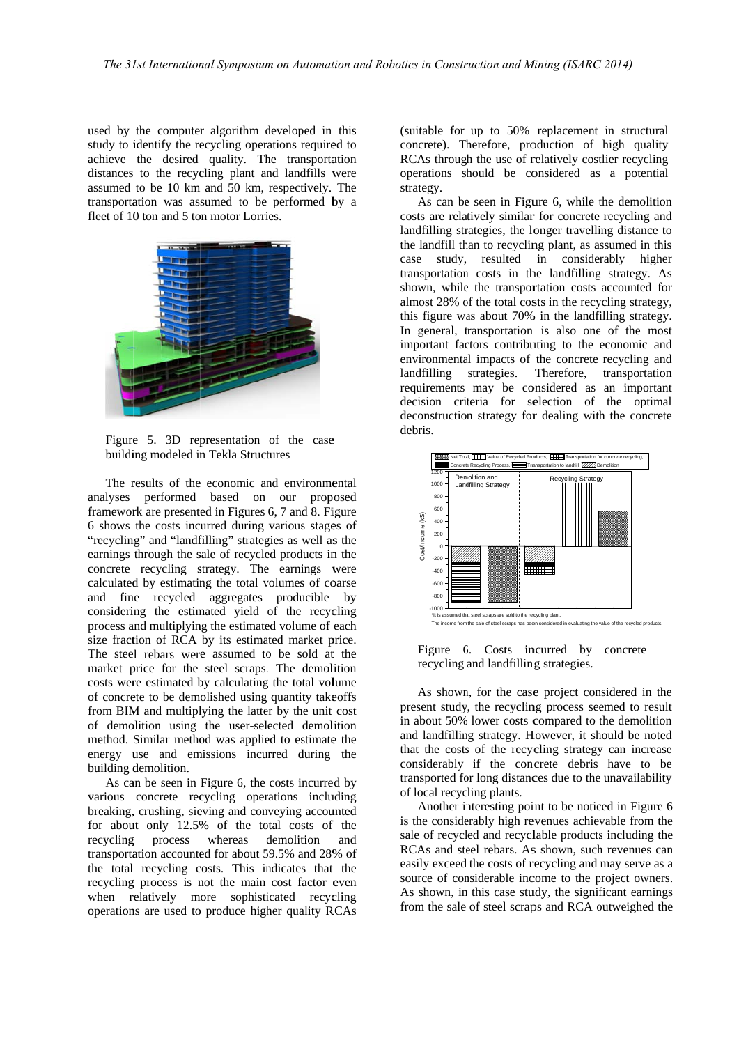used by the computer algorithm developed in this study to identify the recycling operations required to achieve the desired quality. The transportation distances to the recycling plant and landfills were assumed to be 10 km and 50 km, respectively. The transportation was assumed to be performed by a fleet of 10 ton and 5 ton motor Lorries.

Figure 5. 3D representation of the case building modeled in Tekla Structures

The results of the economic and environmental analyses performed based on our proposed framework are presented in Figures 6, 7 and 8. Figure 6 shows the costs incurred during various stages of "recycling" and "landfilling" strategies as well as the earnings through the sale of recycled products in the concrete recycling strategy. The earnings were calculated by estimating the total volumes of coarse and fine recycled aggregates producible by considering the estimated yield of the recycling process and multiplying the estimated volume of each size fraction of RCA by its estimated market price. The steel rebars were assumed to be sold at the market price for the steel scraps. The demolition costs were estimated by calculating the total volume of concrete to be demolished using quantity takeoffs from BIM and multiplying the latter by the unit cost of demolition using the user-selected demolition method. Similar method was applied to estimate the energy use and emissions incurred during the building demolition.

As can be seen in Figure 6, the costs incurred by various concrete recycling operations including breaking, crushing, sieving and conveying accounted for about only 12.5% of the total costs of the recycling process whereas demolition and transportation accounted for about 59.5% and 28% of the total recycling costs. This indicates that the recycling process is not the main cost factor even when relatively more sophisticated recycling operations are used to produce higher quality RCAs (suitable for up to 50% replacement in structural concrete). Therefore, production of high quality RCAs through the use of relatively costlier recycling operations should be considered as a potential strategy.

As can be seen in Figure 6, while the demolition costs are relatively similar for concrete recycling and landfilling strategies, the longer travelling distance to the landfill than to recycling plant, as assumed in this case study, resulted in considerably higher transportation costs in the landfilling strategy. As shown, while the transportation costs accounted for almost 28% of the total costs in the recycling strategy, this figure was about 70% in the landfilling strategy. In general, transportation is also one of the most important factors contributing to the economic and environmental impacts of the concrete recycling and landfilling strategies. Therefore, transportation requirements may be considered as an important decision criteria for selection of the optimal deconstruction strategy for dealing with the concrete debris.

Figure 6. Costs incurred by concrete recycling and landfilling strategies.

As shown, for the case project considered in the present study, the recycling process seemed to result in about 50% lower costs compared to the demolition and landfilling strategy. However, it should be noted that the costs of the recycling strategy can increase considerably if the concrete debris have to be transported for long distances due to the unavailability of local recycling plants.

Another interesting point to be noticed in Figure 6 is the considerably high revenues achievable from the sale of recycled and recyclable products including the RCAs and steel rebars. As shown, such revenues can easily exceed the costs of recycling and may serve as a source of considerable income to the project owners. As shown, in this case study, the significant earnings from the sale of steel scraps and RCA outweighed the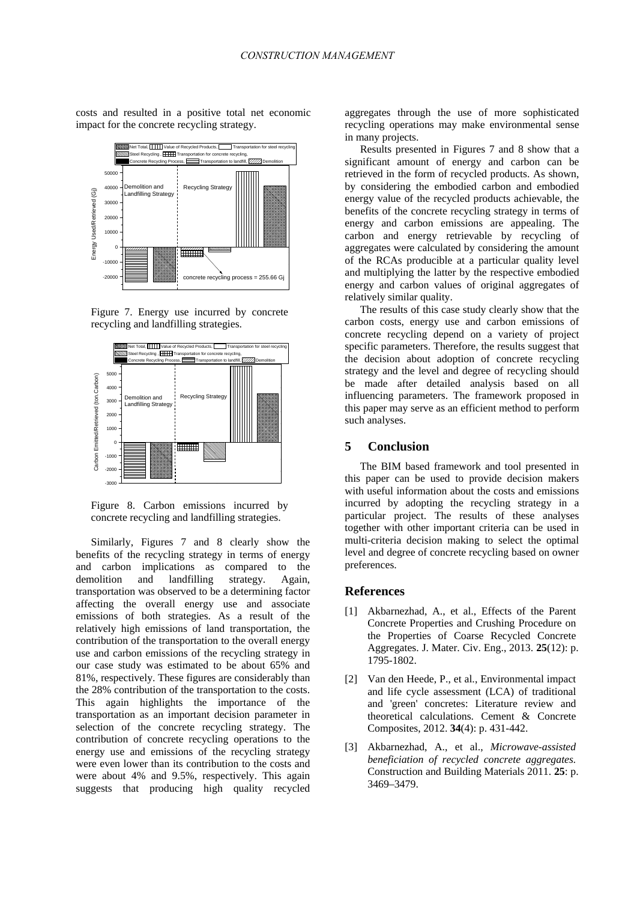costs and resulted in a positive total net economic impact for the concrete recycling strategy.

Net Total, Value of Recycled Products, Transportation for steel recycling
Steel Recycling, Transportation for concrete recycling,
Concrete Recycling Process, Transportation to landfill, Demolition

Energy Used/Retrieved (Gj)

50000
40000
30000
20000
10000
0
-10000
-20000

Demolition and Landfilling Strategy

Recycling Strategy

concrete recycling process = 255.66 Gj

Figure 7. Energy use incurred by concrete recycling and landfilling strategies.

Net Total, Value of Recycled Products, Transportation for steel recycling
Steel Recycling, Transportation for concrete recycling,
Concrete Recycling Process, Transportation to landfill, Demolition

Carbon Emitted/Retrieved (ton.Carbon)

5000
4000
3000
2000
1000
0
-1000
-2000
-3000

Demolition and Landfilling Strategy

Recycling Strategy

Figure 8. Carbon emissions incurred by concrete recycling and landfilling strategies.

Similarly, Figures 7 and 8 clearly show the benefits of the recycling strategy in terms of energy and carbon implications as compared to the demolition and landfilling strategy. Again, transportation was observed to be a determining factor affecting the overall energy use and associate emissions of both strategies. As a result of the relatively high emissions of land transportation, the contribution of the transportation to the overall energy use and carbon emissions of the recycling strategy in our case study was estimated to be about 65% and 81%, respectively. These figures are considerably than the 28% contribution of the transportation to the costs. This again highlights the importance of the transportation as an important decision parameter in selection of the concrete recycling strategy. The contribution of concrete recycling operations to the energy use and emissions of the recycling strategy were even lower than its contribution to the costs and were about 4% and 9.5%, respectively. This again suggests that producing high quality recycled aggregates through the use of more sophisticated recycling operations may make environmental sense in many projects.

Results presented in Figures 7 and 8 show that a significant amount of energy and carbon can be retrieved in the form of recycled products. As shown, by considering the embodied carbon and embodied energy value of the recycled products achievable, the benefits of the concrete recycling strategy in terms of energy and carbon emissions are appealing. The carbon and energy retrievable by recycling of aggregates were calculated by considering the amount of the RCAs producible at a particular quality level and multiplying the latter by the respective embodied energy and carbon values of original aggregates of relatively similar quality.

The results of this case study clearly show that the carbon costs, energy use and carbon emissions of concrete recycling depend on a variety of project specific parameters. Therefore, the results suggest that the decision about adoption of concrete recycling strategy and the level and degree of recycling should be made after detailed analysis based on all influencing parameters. The framework proposed in this paper may serve as an efficient method to perform such analyses.

## 5 Conclusion

The BIM based framework and tool presented in this paper can be used to provide decision makers with useful information about the costs and emissions incurred by adopting the recycling strategy in a particular project. The results of these analyses together with other important criteria can be used in multi-criteria decision making to select the optimal level and degree of concrete recycling based on owner preferences.

## References

[1] Akbarnezhad, A., et al., Effects of the Parent Concrete Properties and Crushing Procedure on the Properties of Coarse Recycled Concrete Aggregates. J. Mater. Civ. Eng., 2013. **25**(12): p. 1795-1802.

[2] Van den Heede, P., et al., Environmental impact and life cycle assessment (LCA) of traditional and 'green' concretes: Literature review and theoretical calculations. Cement & Concrete Composites, 2012. **34**(4): p. 431-442.

[3] Akbarnezhad, A., et al., *Microwave-assisted beneficiation of recycled concrete aggregates.* Construction and Building Materials 2011. **25**: p. 3469–3479.